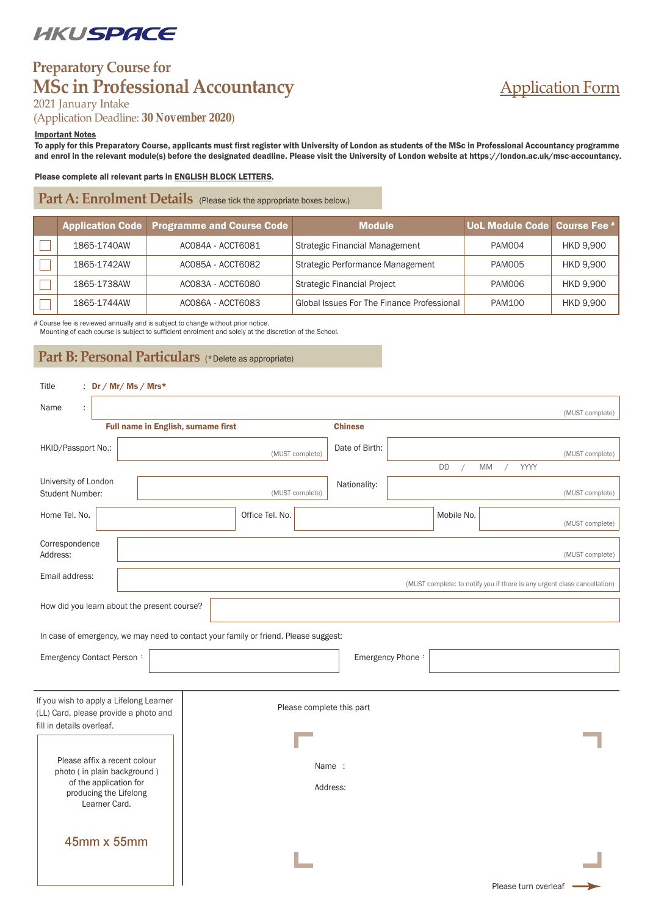HKUSPACE

# Preparatory Course for MSc in Professional Accountancy

2021 January Intake

(Application Deadline: **30 November 2020**)

## Application Form

**Important Notes**

**To apply for this Preparatory Course, applicants must first register with University of London as students of the MSc in Professional Accountancy programme and enrol in the relevant module(s) before the designated deadline. Please visit the University of London website at https://london.ac.uk/msc-accountancy.**

**Please complete all relevant parts in ENGLISH BLOCK LETTERS.**

## Part A: Enrolment Details (Please tick the appropriate boxes below.)

| | Application Code | Programme and Course Code | Module | UoL Module Code | Course Fee # |
|---|---|---|---|---|---|
| ☐ | 1865-1740AW | AC084A - ACCT6081 | Strategic Financial Management | PAM004 | HKD 9,900 |
| ☐ | 1865-1742AW | AC085A - ACCT6082 | Strategic Performance Management | PAM005 | HKD 9,900 |
| ☐ | 1865-1738AW | AC083A - ACCT6080 | Strategic Financial Project | PAM006 | HKD 9,900 |
| ☐ | 1865-1744AW | AC086A - ACCT6083 | Global Issues For The Finance Professional | PAM100 | HKD 9,900 |

# Course fee is reviewed annually and is subject to change without prior notice.
Mounting of each course is subject to sufficient enrolment and solely at the discretion of the School.

## Part B: Personal Particulars (*Delete as appropriate)

Title : **Dr / Mr/ Ms / Mrs***

Name : _______________ (MUST complete)

**Full name in English, surname first** **Chinese**

HKID/Passport No.: _______________ (MUST complete)

Date of Birth: _______________ (MUST complete)
DD / MM / YYYY

University of London Student Number: _______________ (MUST complete)

Nationality: _______________ (MUST complete)

Home Tel. No. _______________ Office Tel. No. _______________ Mobile No. _______________ (MUST complete)

Correspondence Address: _______________ (MUST complete)

Email address: _______________ (MUST complete: to notify you if there is any urgent class cancellation)

How did you learn about the present course? _______________

In case of emergency, we may need to contact your family or friend. Please suggest:

Emergency Contact Person : _______________ Emergency Phone : _______________

If you wish to apply a Lifelong Learner (LL) Card, please provide a photo and fill in details overleaf.

Please affix a recent colour photo ( in plain background ) of the application for producing the Lifelong Learner Card.

45mm x 55mm

Please complete this part

Name :

Address:

Please turn overleaf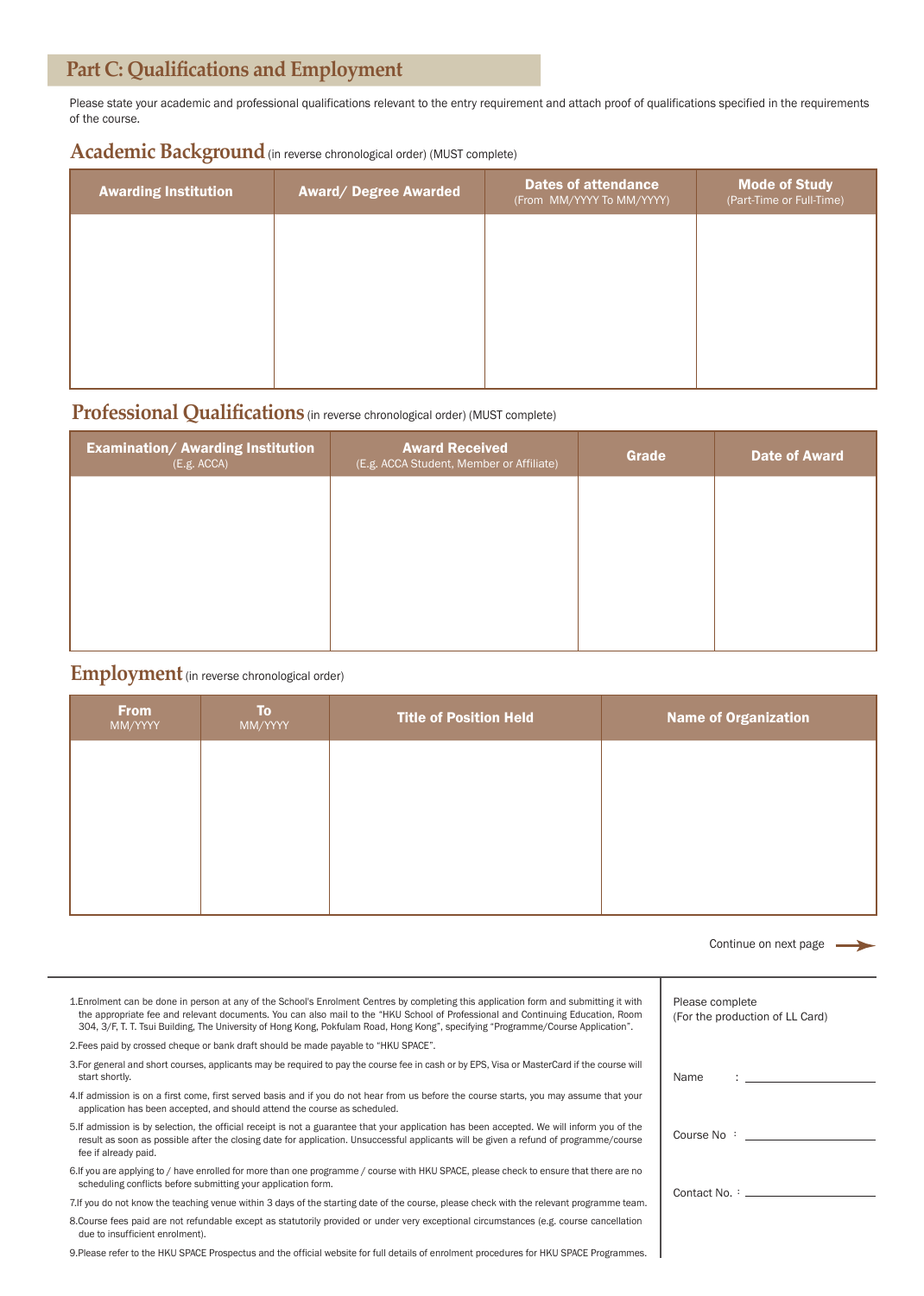## Part C: Qualifications and Employment

Please state your academic and professional qualifications relevant to the entry requirement and attach proof of qualifications specified in the requirements of the course.

### Academic Background (in reverse chronological order) (MUST complete)

| Awarding Institution | Award/ Degree Awarded | Dates of attendance (From MM/YYYY To MM/YYYY) | Mode of Study (Part-Time or Full-Time) |
| --- | --- | --- | --- |
| | | | |

### Professional Qualifications (in reverse chronological order) (MUST complete)

| Examination/ Awarding Institution (E.g. ACCA) | Award Received (E.g. ACCA Student, Member or Affiliate) | Grade | Date of Award |
| --- | --- | --- | --- |
| | | | |

### Employment (in reverse chronological order)

| From MM/YYYY | To MM/YYYY | Title of Position Held | Name of Organization |
| --- | --- | --- | --- |
| | | | |

Continue on next page →

1. Enrolment can be done in person at any of the School's Enrolment Centres by completing this application form and submitting it with the appropriate fee and relevant documents. You can also mail to the "HKU School of Professional and Continuing Education, Room 304, 3/F, T. T. Tsui Building, The University of Hong Kong, Pokfulam Road, Hong Kong", specifying "Programme/Course Application".
2. Fees paid by crossed cheque or bank draft should be made payable to "HKU SPACE".
3. For general and short courses, applicants may be required to pay the course fee in cash or by EPS, Visa or MasterCard if the course will start shortly.
4. If admission is on a first come, first served basis and if you do not hear from us before the course starts, you may assume that your application has been accepted, and should attend the course as scheduled.
5. If admission is by selection, the official receipt is not a guarantee that your application has been accepted. We will inform you of the result as soon as possible after the closing date for application. Unsuccessful applicants will be given a refund of programme/course fee if already paid.
6. If you are applying to / have enrolled for more than one programme / course with HKU SPACE, please check to ensure that there are no scheduling conflicts before submitting your application form.
7. If you do not know the teaching venue within 3 days of the starting date of the course, please check with the relevant programme team.
8. Course fees paid are not refundable except as statutorily provided or under very exceptional circumstances (e.g. course cancellation due to insufficient enrolment).
9. Please refer to the HKU SPACE Prospectus and the official website for full details of enrolment procedures for HKU SPACE Programmes.

Please complete
(For the production of LL Card)

Name : ____________________

Course No : ____________________

Contact No. : ____________________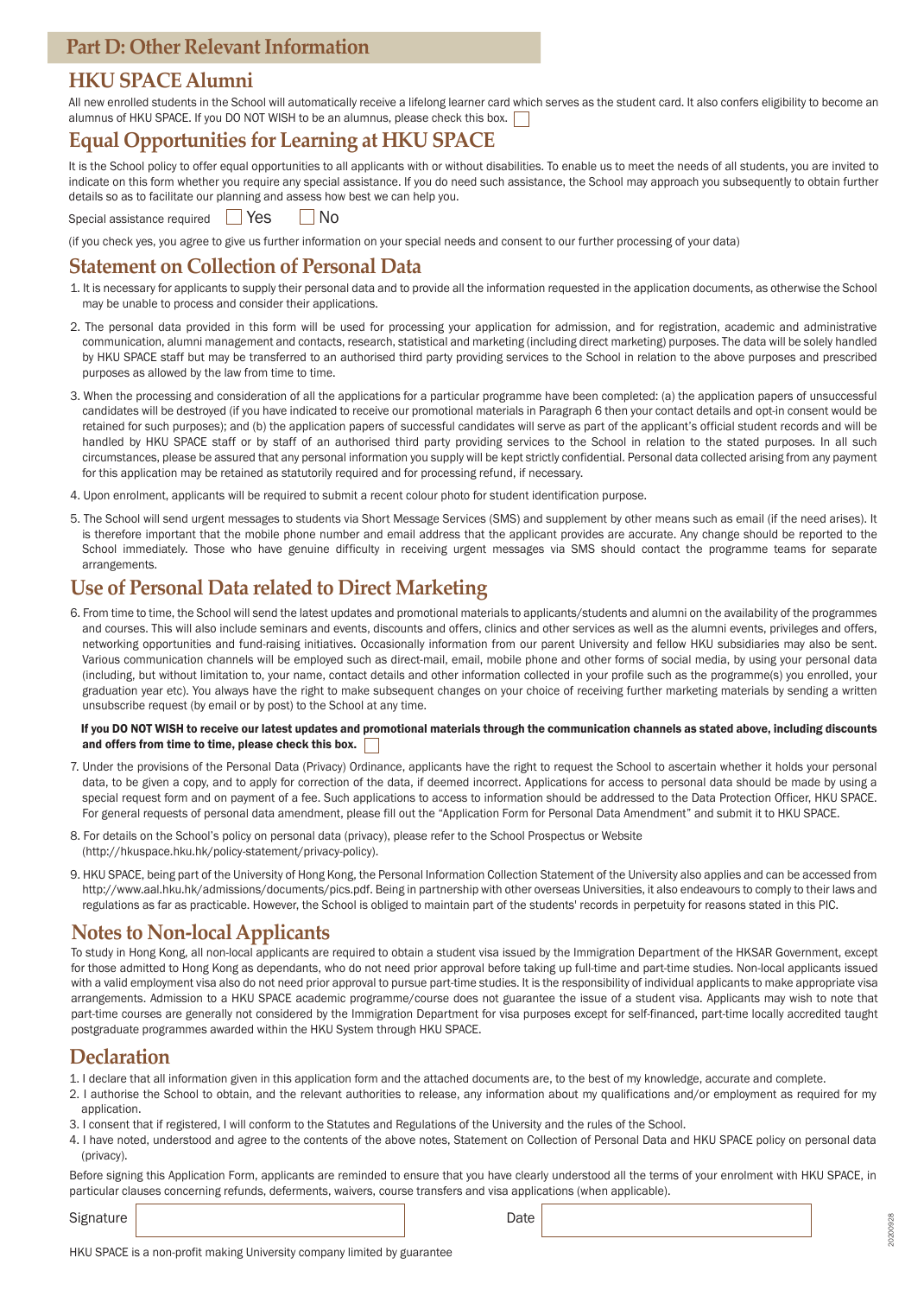## Part D: Other Relevant Information

### HKU SPACE Alumni

All new enrolled students in the School will automatically receive a lifelong learner card which serves as the student card. It also confers eligibility to become an alumnus of HKU SPACE. If you DO NOT WISH to be an alumnus, please check this box. ☐

### Equal Opportunities for Learning at HKU SPACE

It is the School policy to offer equal opportunities to all applicants with or without disabilities. To enable us to meet the needs of all students, you are invited to indicate on this form whether you require any special assistance. If you do need such assistance, the School may approach you subsequently to obtain further details so as to facilitate our planning and assess how best we can help you.

Special assistance required ☐ Yes ☐ No

(if you check yes, you agree to give us further information on your special needs and consent to our further processing of your data)

### Statement on Collection of Personal Data

1. It is necessary for applicants to supply their personal data and to provide all the information requested in the application documents, as otherwise the School may be unable to process and consider their applications.
2. The personal data provided in this form will be used for processing your application for admission, and for registration, academic and administrative communication, alumni management and contacts, research, statistical and marketing (including direct marketing) purposes. The data will be solely handled by HKU SPACE staff but may be transferred to an authorised third party providing services to the School in relation to the above purposes and prescribed purposes as allowed by the law from time to time.
3. When the processing and consideration of all the applications for a particular programme have been completed: (a) the application papers of unsuccessful candidates will be destroyed (if you have indicated to receive our promotional materials in Paragraph 6 then your contact details and opt-in consent would be retained for such purposes); and (b) the application papers of successful candidates will serve as part of the applicant's official student records and will be handled by HKU SPACE staff or by staff of an authorised third party providing services to the School in relation to the stated purposes. In all such circumstances, please be assured that any personal information you supply will be kept strictly confidential. Personal data collected arising from any payment for this application may be retained as statutorily required and for processing refund, if necessary.
4. Upon enrolment, applicants will be required to submit a recent colour photo for student identification purpose.
5. The School will send urgent messages to students via Short Message Services (SMS) and supplement by other means such as email (if the need arises). It is therefore important that the mobile phone number and email address that the applicant provides are accurate. Any change should be reported to the School immediately. Those who have genuine difficulty in receiving urgent messages via SMS should contact the programme teams for separate arrangements.

### Use of Personal Data related to Direct Marketing

6. From time to time, the School will send the latest updates and promotional materials to applicants/students and alumni on the availability of the programmes and courses. This will also include seminars and events, discounts and offers, clinics and other services as well as the alumni events, privileges and offers, networking opportunities and fund-raising initiatives. Occasionally information from our parent University and fellow HKU subsidiaries may also be sent. Various communication channels will be employed such as direct-mail, email, mobile phone and other forms of social media, by using your personal data (including, but without limitation to, your name, contact details and other information collected in your profile such as the programme(s) you enrolled, your graduation year etc). You always have the right to make subsequent changes on your choice of receiving further marketing materials by sending a written unsubscribe request (by email or by post) to the School at any time.

   **If you DO NOT WISH to receive our latest updates and promotional materials through the communication channels as stated above, including discounts and offers from time to time, please check this box.** ☐

7. Under the provisions of the Personal Data (Privacy) Ordinance, applicants have the right to request the School to ascertain whether it holds your personal data, to be given a copy, and to apply for correction of the data, if deemed incorrect. Applications for access to personal data should be made by using a special request form and on payment of a fee. Such applications to access to information should be addressed to the Data Protection Officer, HKU SPACE. For general requests of personal data amendment, please fill out the "Application Form for Personal Data Amendment" and submit it to HKU SPACE.
8. For details on the School's policy on personal data (privacy), please refer to the School Prospectus or Website (http://hkuspace.hku.hk/policy-statement/privacy-policy).
9. HKU SPACE, being part of the University of Hong Kong, the Personal Information Collection Statement of the University also applies and can be accessed from http://www.aal.hku.hk/admissions/documents/pics.pdf. Being in partnership with other overseas Universities, it also endeavours to comply to their laws and regulations as far as practicable. However, the School is obliged to maintain part of the students' records in perpetuity for reasons stated in this PIC.

### Notes to Non-local Applicants

To study in Hong Kong, all non-local applicants are required to obtain a student visa issued by the Immigration Department of the HKSAR Government, except for those admitted to Hong Kong as dependants, who do not need prior approval before taking up full-time and part-time studies. Non-local applicants issued with a valid employment visa also do not need prior approval to pursue part-time studies. It is the responsibility of individual applicants to make appropriate visa arrangements. Admission to a HKU SPACE academic programme/course does not guarantee the issue of a student visa. Applicants may wish to note that part-time courses are generally not considered by the Immigration Department for visa purposes except for self-financed, part-time locally accredited taught postgraduate programmes awarded within the HKU System through HKU SPACE.

### Declaration

1. I declare that all information given in this application form and the attached documents are, to the best of my knowledge, accurate and complete.
2. I authorise the School to obtain, and the relevant authorities to release, any information about my qualifications and/or employment as required for my application.
3. I consent that if registered, I will conform to the Statutes and Regulations of the University and the rules of the School.
4. I have noted, understood and agree to the contents of the above notes, Statement on Collection of Personal Data and HKU SPACE policy on personal data (privacy).

Before signing this Application Form, applicants are reminded to ensure that you have clearly understood all the terms of your enrolment with HKU SPACE, in particular clauses concerning refunds, deferments, waivers, course transfers and visa applications (when applicable).

Signature ____________________ Date ____________________

HKU SPACE is a non-profit making University company limited by guarantee

20200928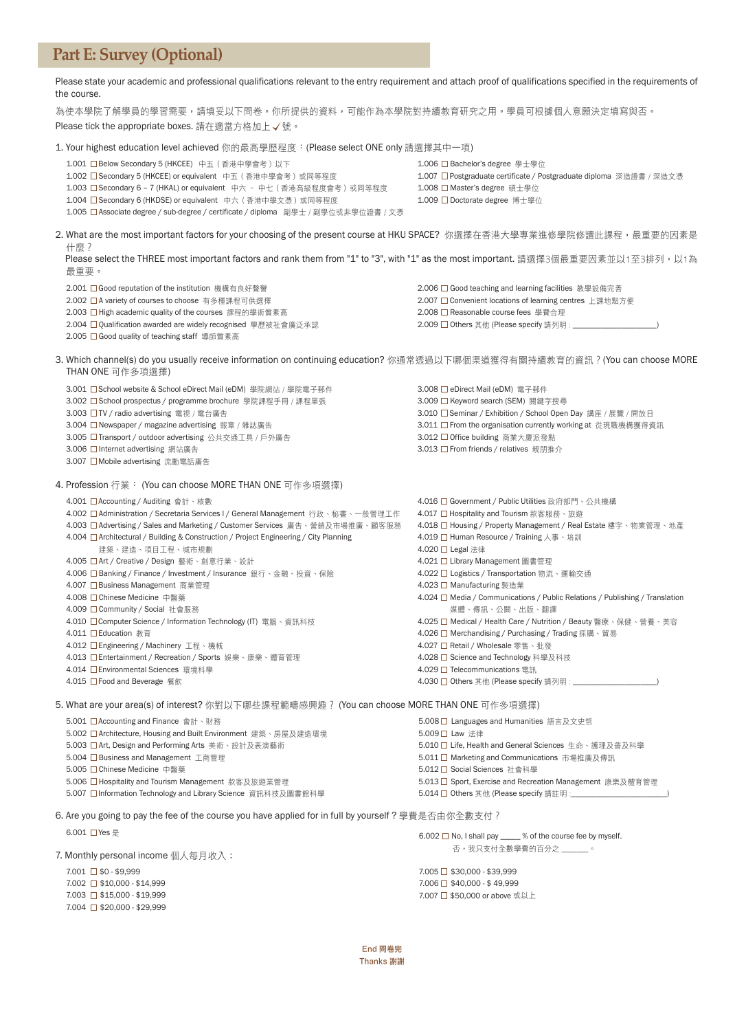## Part E: Survey (Optional)

Please state your academic and professional qualifications relevant to the entry requirement and attach proof of qualifications specified in the requirements of the course.

為使本學院了解學員的學習需要，請填妥以下問卷。你所提供的資料，可能作為本學院對持續教育研究之用。學員可根據個人意願決定填寫與否。

Please tick the appropriate boxes. 請在適當方格加上 ✓ 號。

1. Your highest education level achieved 你的最高學歷程度：(Please select ONE only 請選擇其中一項)

- 1.001 ☐ Below Secondary 5 (HKCEE) 中五（香港中學會考）以下
- 1.002 ☐ Secondary 5 (HKCEE) or equivalent 中五（香港中學會考）或同等程度
- 1.003 ☐ Secondary 6 – 7 (HKAL) or equivalent 中六 – 中七（香港高級程度會考）或同等程度
- 1.004 ☐ Secondary 6 (HKDSE) or equivalent 中六（香港中學文憑）或同等程度
- 1.005 ☐ Associate degree / sub-degree / certificate / diploma 副學士 / 副學位或非學位證書 / 文憑
- 1.006 ☐ Bachelor's degree 學士學位
- 1.007 ☐ Postgraduate certificate / Postgraduate diploma 深造證書 / 深造文憑
- 1.008 ☐ Master's degree 碩士學位
- 1.009 ☐ Doctorate degree 博士學位

2. What are the most important factors for your choosing of the present course at HKU SPACE? 你選擇在香港大學專業進修學院修讀此課程，最重要的因素是什麼？
Please select the THREE most important factors and rank them from "1" to "3", with "1" as the most important. 請選擇3個最重要因素並以1至3排列，以1為最重要。

- 2.001 ☐ Good reputation of the institution 機構有良好聲譽
- 2.002 ☐ A variety of courses to choose 有多種課程可供選擇
- 2.003 ☐ High academic quality of the courses 課程的學術質素高
- 2.004 ☐ Qualification awarded are widely recognised 學歷被社會廣泛承認
- 2.005 ☐ Good quality of teaching staff 導師質素高
- 2.006 ☐ Good teaching and learning facilities 教學設備完善
- 2.007 ☐ Convenient locations of learning centres 上課地點方便
- 2.008 ☐ Reasonable course fees 學費合理
- 2.009 ☐ Others 其他 (Please specify 請列明：________________)

3. Which channel(s) do you usually receive information on continuing education? 你通常透過以下哪個渠道獲得有關持續教育的資訊？(You can choose MORE THAN ONE 可作多項選擇)

- 3.001 ☐ School website & School eDirect Mail (eDM) 學院網站 / 學院電子郵件
- 3.002 ☐ School prospectus / programme brochure 學院課程手冊 / 課程單張
- 3.003 ☐ TV / radio advertising 電視 / 電台廣告
- 3.004 ☐ Newspaper / magazine advertising 報章 / 雜誌廣告
- 3.005 ☐ Transport / outdoor advertising 公共交通工具 / 戶外廣告
- 3.006 ☐ Internet advertising 網站廣告
- 3.007 ☐ Mobile advertising 流動電話廣告
- 3.008 ☐ eDirect Mail (eDM) 電子郵件
- 3.009 ☐ Keyword search (SEM) 關鍵字搜尋
- 3.010 ☐ Seminar / Exhibition / School Open Day 講座 / 展覽 / 開放日
- 3.011 ☐ From the organisation currently working at 從現職機構獲得資訊
- 3.012 ☐ Office building 商業大廈派發點
- 3.013 ☐ From friends / relatives 親朋推介

4. Profession 行業：(You can choose MORE THAN ONE 可作多項選擇)

- 4.001 ☐ Accounting / Auditing 會計、核數
- 4.002 ☐ Administration / Secretaria Services I / General Management 行政、秘書、一般管理工作
- 4.003 ☐ Advertising / Sales and Marketing / Customer Services 廣告、營銷及市場推廣、顧客服務
- 4.004 ☐ Architectural / Building & Construction / Project Engineering / City Planning 建築、建造、項目工程、城市規劃
- 4.005 ☐ Art / Creative / Design 藝術、創意行業、設計
- 4.006 ☐ Banking / Finance / Investment / Insurance 銀行、金融、投資、保險
- 4.007 ☐ Business Management 商業管理
- 4.008 ☐ Chinese Medicine 中醫藥
- 4.009 ☐ Community / Social 社會服務
- 4.010 ☐ Computer Science / Information Technology (IT) 電腦、資訊科技
- 4.011 ☐ Education 教育
- 4.012 ☐ Engineering / Machinery 工程、機械
- 4.013 ☐ Entertainment / Recreation / Sports 娛樂、康樂、體育管理
- 4.014 ☐ Environmental Sciences 環境科學
- 4.015 ☐ Food and Beverage 餐飲
- 4.016 ☐ Government / Public Utilities 政府部門、公共機構
- 4.017 ☐ Hospitality and Tourism 款客服務、旅遊
- 4.018 ☐ Housing / Property Management / Real Estate 樓宇、物業管理、地產
- 4.019 ☐ Human Resource / Training 人事、培訓
- 4.020 ☐ Legal 法律
- 4.021 ☐ Library Management 圖書管理
- 4.022 ☐ Logistics / Transportation 物流、運輸交通
- 4.023 ☐ Manufacturing 製造業
- 4.024 ☐ Media / Communications / Public Relations / Publishing / Translation 媒體、傳訊、公關、出版、翻譯
- 4.025 ☐ Medical / Health Care / Nutrition / Beauty 醫療、保健、營養、美容
- 4.026 ☐ Merchandising / Purchasing / Trading 採購、貿易
- 4.027 ☐ Retail / Wholesale 零售、批發
- 4.028 ☐ Science and Technology 科學及科技
- 4.029 ☐ Telecommunications 電訊
- 4.030 ☐ Others 其他 (Please specify 請列明：________________)

5. What are your area(s) of interest? 你對以下哪些課程範疇感興趣？(You can choose MORE THAN ONE 可作多項選擇)

- 5.001 ☐ Accounting and Finance 會計、財務
- 5.002 ☐ Architecture, Housing and Built Environment 建築、房屋及建造環境
- 5.003 ☐ Art, Design and Performing Arts 美術、設計及表演藝術
- 5.004 ☐ Business and Management 工商管理
- 5.005 ☐ Chinese Medicine 中醫藥
- 5.006 ☐ Hospitality and Tourism Management 款客及旅遊業管理
- 5.007 ☐ Information Technology and Library Science 資訊科技及圖書館科學
- 5.008 ☐ Languages and Humanities 語言及文史哲
- 5.009 ☐ Law 法律
- 5.010 ☐ Life, Health and General Sciences 生命、護理及普及科學
- 5.011 ☐ Marketing and Communications 市場推廣及傳訊
- 5.012 ☐ Social Sciences 社會科學
- 5.013 ☐ Sport, Exercise and Recreation Management 康樂及體育管理
- 5.014 ☐ Others 其他 (Please specify 請註明：________________)

6. Are you going to pay the fee of the course you have applied for in full by yourself？學費是否由你全數支付？

- 6.001 ☐ Yes 是
- 6.002 ☐ No, I shall pay _____ % of the course fee by myself.
  否，我只支付全數學費的百分之 ______ 。

7. Monthly personal income 個人每月收入：

- 7.001 ☐ $0 - $9,999
- 7.002 ☐ $10,000 - $14,999
- 7.003 ☐ $15,000 - $19,999
- 7.004 ☐ $20,000 - $29,999
- 7.005 ☐ $30,000 - $39,999
- 7.006 ☐ $40,000 - $ 49,999
- 7.007 ☐ $50,000 or above 或以上

End 問卷完

Thanks 謝謝